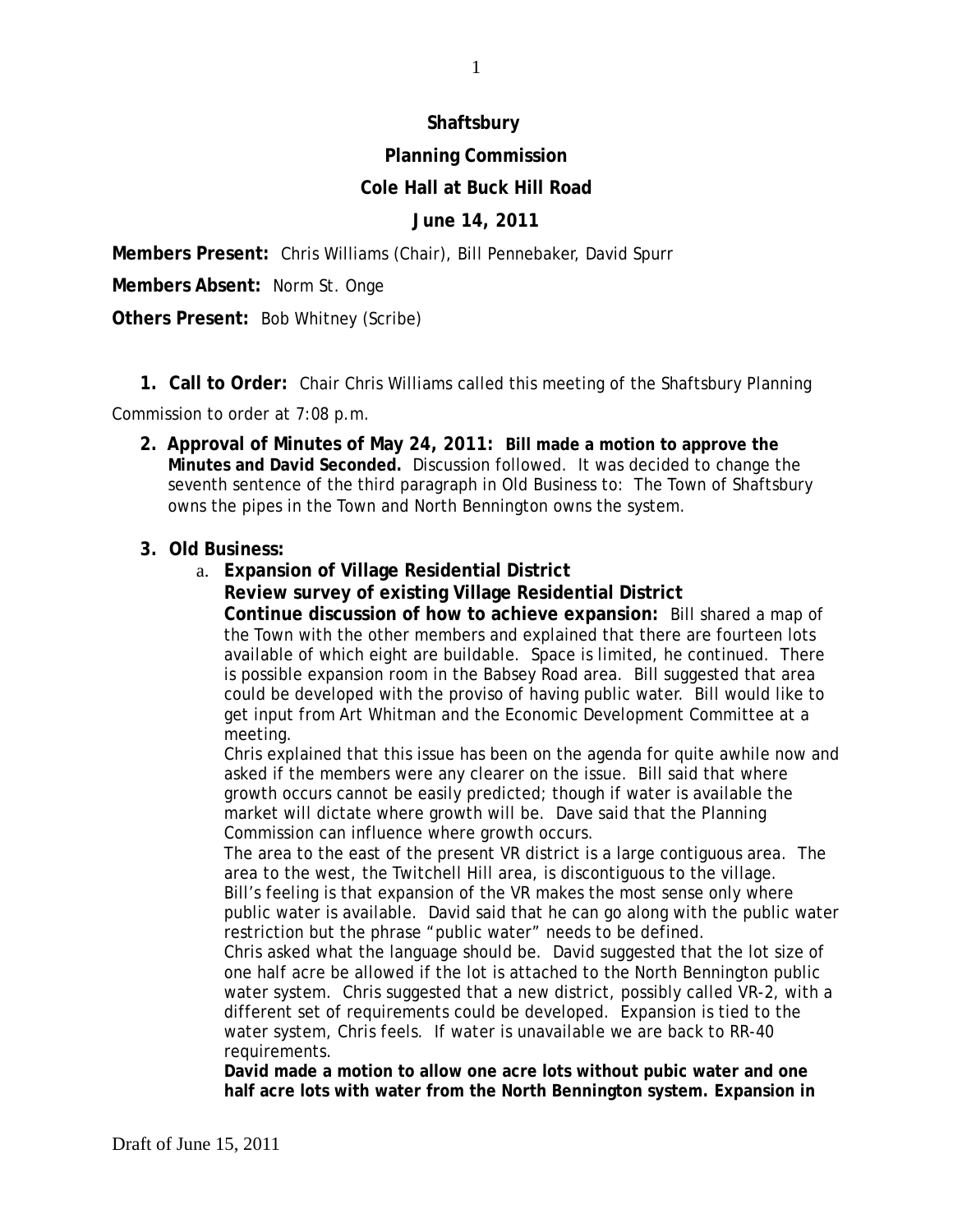# Shaftsbury

## Planning Commission

## Cole Hall at Buck Hill Road

## June 14, 2011

**Members Present:** Chris Williams (Chair), Bill Pennebaker, David Spurr

**Members Absent:** Norm St. Onge

**Others Present:** Bob Whitney (Scribe)

1. **Call to Order:** Chair Chris Williams called this meeting of the Shaftsbury Planning Commission to order at 7:08 p.m.

2. **Approval of Minutes of May 24, 2011:** **Bill made a motion to approve the Minutes and David Seconded.** Discussion followed. It was decided to change the seventh sentence of the third paragraph in Old Business to: The Town of Shaftsbury owns the pipes in the Town and North Bennington owns the system.

3. **Old Business:**

   a. **Expansion of Village Residential District**
   **Review survey of existing Village Residential District**
   **Continue discussion of how to achieve expansion:** Bill shared a map of the Town with the other members and explained that there are fourteen lots available of which eight are buildable. Space is limited, he continued. There is possible expansion room in the Babsey Road area. Bill suggested that area could be developed with the proviso of having public water. Bill would like to get input from Art Whitman and the Economic Development Committee at a meeting.

   Chris explained that this issue has been on the agenda for quite awhile now and asked if the members were any clearer on the issue. Bill said that where growth occurs cannot be easily predicted; though if water is available the market will dictate where growth will be. Dave said that the Planning Commission can influence where growth occurs.

   The area to the east of the present VR district is a large contiguous area. The area to the west, the Twitchell Hill area, is discontiguous to the village.

   Bill's feeling is that expansion of the VR makes the most sense only where public water is available. David said that he can go along with the public water restriction but the phrase "public water" needs to be defined.

   Chris asked what the language should be. David suggested that the lot size of one half acre be allowed if the lot is attached to the North Bennington public water system. Chris suggested that a new district, possibly called VR-2, with a different set of requirements could be developed. Expansion is tied to the water system, Chris feels. If water is unavailable we are back to RR-40 requirements.

   **David made a motion to allow one acre lots without pubic water and one half acre lots with water from the North Bennington system. Expansion in**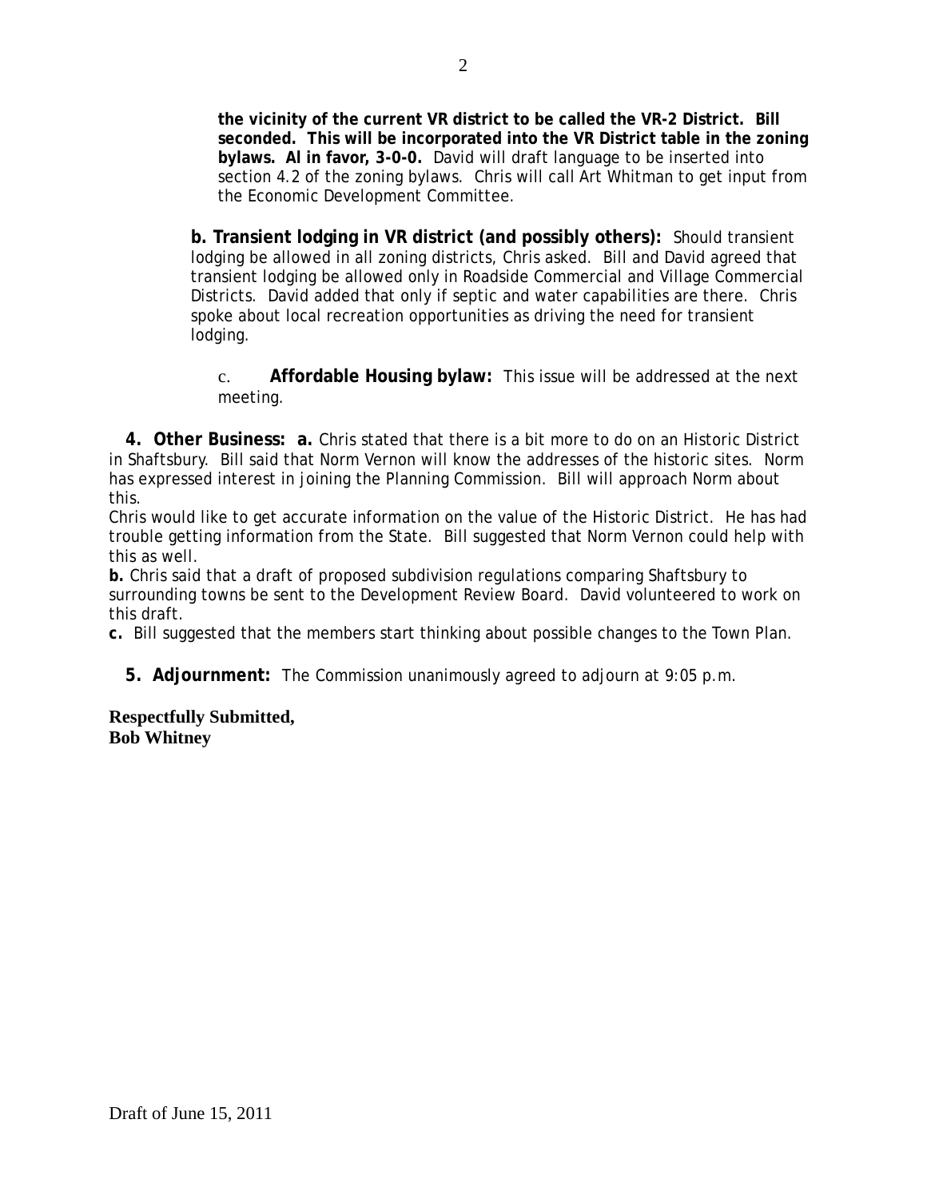**the vicinity of the current VR district to be called the VR-2 District. Bill seconded. This will be incorporated into the VR District table in the zoning bylaws. Al in favor, 3-0-0.** David will draft language to be inserted into section 4.2 of the zoning bylaws. Chris will call Art Whitman to get input from the Economic Development Committee.

**b. Transient lodging in VR district (and possibly others):** Should transient lodging be allowed in all zoning districts, Chris asked. Bill and David agreed that transient lodging be allowed only in Roadside Commercial and Village Commercial Districts. David added that only if septic and water capabilities are there. Chris spoke about local recreation opportunities as driving the need for transient lodging.

c. **Affordable Housing bylaw:** This issue will be addressed at the next meeting.

**4. Other Business: a.** Chris stated that there is a bit more to do on an Historic District in Shaftsbury. Bill said that Norm Vernon will know the addresses of the historic sites. Norm has expressed interest in joining the Planning Commission. Bill will approach Norm about this.
Chris would like to get accurate information on the value of the Historic District. He has had trouble getting information from the State. Bill suggested that Norm Vernon could help with this as well.
**b.** Chris said that a draft of proposed subdivision regulations comparing Shaftsbury to surrounding towns be sent to the Development Review Board. David volunteered to work on this draft.
**c.** Bill suggested that the members start thinking about possible changes to the Town Plan.

**5. Adjournment:** The Commission unanimously agreed to adjourn at 9:05 p.m.

**Respectfully Submitted,**
**Bob Whitney**

Draft of June 15, 2011